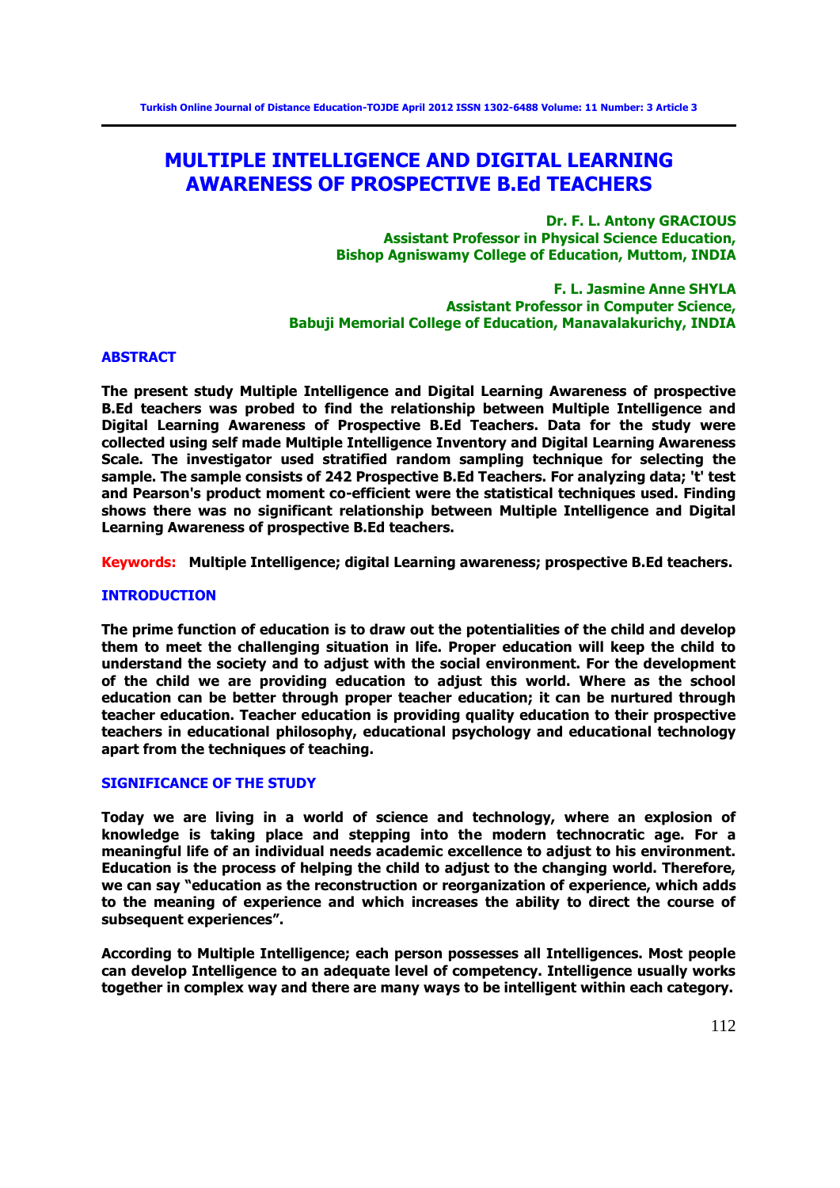# MULTIPLE INTELLIGENCE AND DIGITAL LEARNING AWARENESS OF PROSPECTIVE B.Ed TEACHERS

**Dr. F. L. Antony GRACIOUS**
**Assistant Professor in Physical Science Education,**
**Bishop Agniswamy College of Education, Muttom, INDIA**

**F. L. Jasmine Anne SHYLA**
**Assistant Professor in Computer Science,**
**Babuji Memorial College of Education, Manavalakurichy, INDIA**

## ABSTRACT

**The present study Multiple Intelligence and Digital Learning Awareness of prospective B.Ed teachers was probed to find the relationship between Multiple Intelligence and Digital Learning Awareness of Prospective B.Ed Teachers. Data for the study were collected using self made Multiple Intelligence Inventory and Digital Learning Awareness Scale. The investigator used stratified random sampling technique for selecting the sample. The sample consists of 242 Prospective B.Ed Teachers. For analyzing data; 't' test and Pearson's product moment co-efficient were the statistical techniques used. Finding shows there was no significant relationship between Multiple Intelligence and Digital Learning Awareness of prospective B.Ed teachers.**

**Keywords:** **Multiple Intelligence; digital Learning awareness; prospective B.Ed teachers.**

## INTRODUCTION

**The prime function of education is to draw out the potentialities of the child and develop them to meet the challenging situation in life. Proper education will keep the child to understand the society and to adjust with the social environment. For the development of the child we are providing education to adjust this world. Where as the school education can be better through proper teacher education; it can be nurtured through teacher education. Teacher education is providing quality education to their prospective teachers in educational philosophy, educational psychology and educational technology apart from the techniques of teaching.**

## SIGNIFICANCE OF THE STUDY

**Today we are living in a world of science and technology, where an explosion of knowledge is taking place and stepping into the modern technocratic age. For a meaningful life of an individual needs academic excellence to adjust to his environment. Education is the process of helping the child to adjust to the changing world. Therefore, we can say "education as the reconstruction or reorganization of experience, which adds to the meaning of experience and which increases the ability to direct the course of subsequent experiences".**

**According to Multiple Intelligence; each person possesses all Intelligences. Most people can develop Intelligence to an adequate level of competency. Intelligence usually works together in complex way and there are many ways to be intelligent within each category.**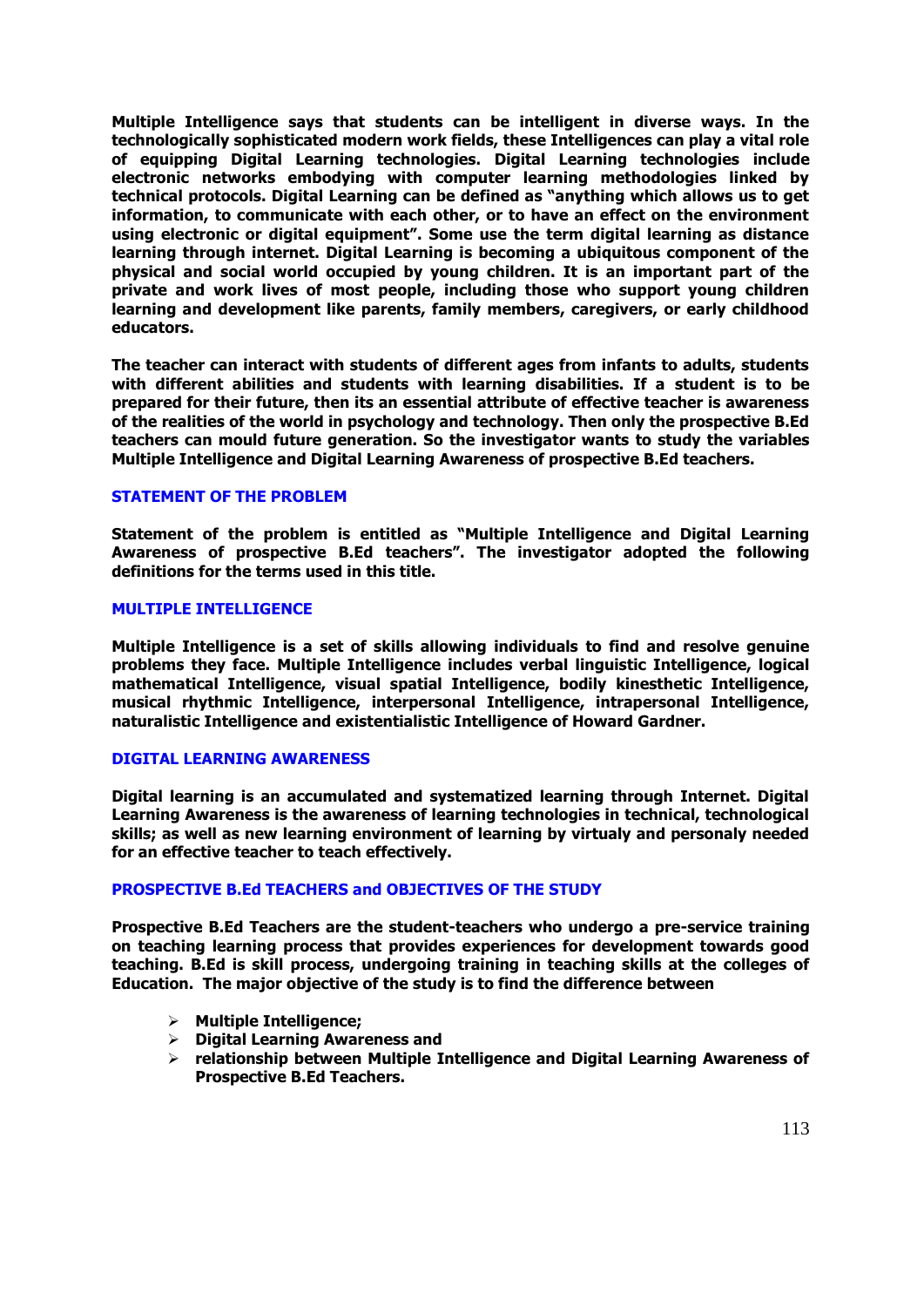**Multiple Intelligence says that students can be intelligent in diverse ways. In the technologically sophisticated modern work fields, these Intelligences can play a vital role of equipping Digital Learning technologies. Digital Learning technologies include electronic networks embodying with computer learning methodologies linked by technical protocols. Digital Learning can be defined as "anything which allows us to get information, to communicate with each other, or to have an effect on the environment using electronic or digital equipment". Some use the term digital learning as distance learning through internet. Digital Learning is becoming a ubiquitous component of the physical and social world occupied by young children. It is an important part of the private and work lives of most people, including those who support young children learning and development like parents, family members, caregivers, or early childhood educators.**

**The teacher can interact with students of different ages from infants to adults, students with different abilities and students with learning disabilities. If a student is to be prepared for their future, then its an essential attribute of effective teacher is awareness of the realities of the world in psychology and technology. Then only the prospective B.Ed teachers can mould future generation. So the investigator wants to study the variables Multiple Intelligence and Digital Learning Awareness of prospective B.Ed teachers.**

## STATEMENT OF THE PROBLEM

**Statement of the problem is entitled as "Multiple Intelligence and Digital Learning Awareness of prospective B.Ed teachers". The investigator adopted the following definitions for the terms used in this title.**

## MULTIPLE INTELLIGENCE

**Multiple Intelligence is a set of skills allowing individuals to find and resolve genuine problems they face. Multiple Intelligence includes verbal linguistic Intelligence, logical mathematical Intelligence, visual spatial Intelligence, bodily kinesthetic Intelligence, musical rhythmic Intelligence, interpersonal Intelligence, intrapersonal Intelligence, naturalistic Intelligence and existentialistic Intelligence of Howard Gardner.**

## DIGITAL LEARNING AWARENESS

**Digital learning is an accumulated and systematized learning through Internet. Digital Learning Awareness is the awareness of learning technologies in technical, technological skills; as well as new learning environment of learning by virtualy and personaly needed for an effective teacher to teach effectively.**

## PROSPECTIVE B.Ed TEACHERS and OBJECTIVES OF THE STUDY

**Prospective B.Ed Teachers are the student-teachers who undergo a pre-service training on teaching learning process that provides experiences for development towards good teaching. B.Ed is skill process, undergoing training in teaching skills at the colleges of Education. The major objective of the study is to find the difference between**

- **Multiple Intelligence;**
- **Digital Learning Awareness and**
- **relationship between Multiple Intelligence and Digital Learning Awareness of Prospective B.Ed Teachers.**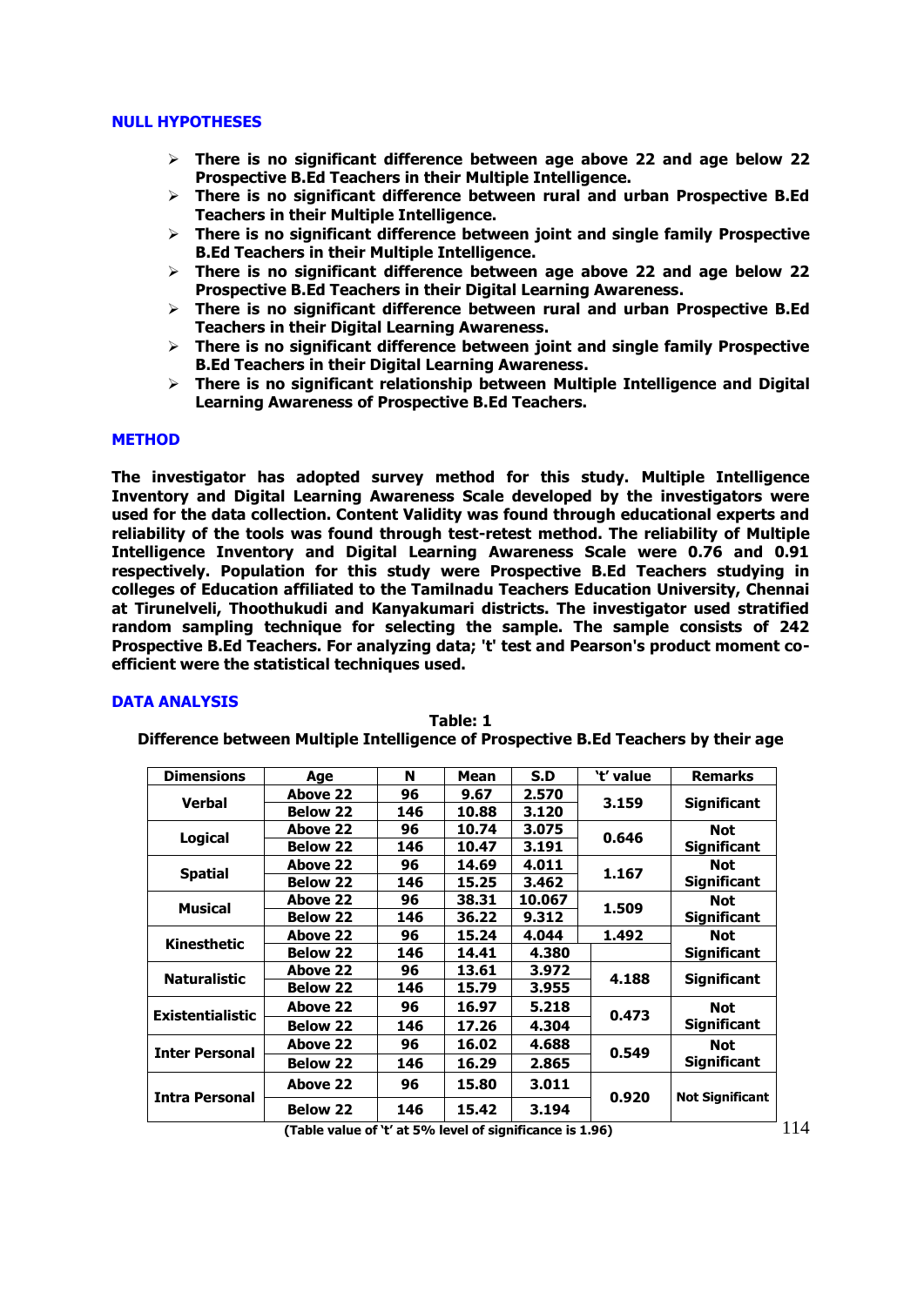## NULL HYPOTHESES

- **There is no significant difference between age above 22 and age below 22 Prospective B.Ed Teachers in their Multiple Intelligence.**
- **There is no significant difference between rural and urban Prospective B.Ed Teachers in their Multiple Intelligence.**
- **There is no significant difference between joint and single family Prospective B.Ed Teachers in their Multiple Intelligence.**
- **There is no significant difference between age above 22 and age below 22 Prospective B.Ed Teachers in their Digital Learning Awareness.**
- **There is no significant difference between rural and urban Prospective B.Ed Teachers in their Digital Learning Awareness.**
- **There is no significant difference between joint and single family Prospective B.Ed Teachers in their Digital Learning Awareness.**
- **There is no significant relationship between Multiple Intelligence and Digital Learning Awareness of Prospective B.Ed Teachers.**

## METHOD

**The investigator has adopted survey method for this study. Multiple Intelligence Inventory and Digital Learning Awareness Scale developed by the investigators were used for the data collection. Content Validity was found through educational experts and reliability of the tools was found through test-retest method. The reliability of Multiple Intelligence Inventory and Digital Learning Awareness Scale were 0.76 and 0.91 respectively. Population for this study were Prospective B.Ed Teachers studying in colleges of Education affiliated to the Tamilnadu Teachers Education University, Chennai at Tirunelveli, Thoothukudi and Kanyakumari districts. The investigator used stratified random sampling technique for selecting the sample. The sample consists of 242 Prospective B.Ed Teachers. For analyzing data; 't' test and Pearson's product moment co-efficient were the statistical techniques used.**

## DATA ANALYSIS

**Table: 1**

**Difference between Multiple Intelligence of Prospective B.Ed Teachers by their age**

| Dimensions | Age | N | Mean | S.D | 't' value | Remarks |
|---|---|---|---|---|---|---|
| Verbal | Above 22 | 96 | 9.67 | 2.570 | 3.159 | Significant |
| | Below 22 | 146 | 10.88 | 3.120 | | |
| Logical | Above 22 | 96 | 10.74 | 3.075 | 0.646 | Not Significant |
| | Below 22 | 146 | 10.47 | 3.191 | | |
| Spatial | Above 22 | 96 | 14.69 | 4.011 | 1.167 | Not Significant |
| | Below 22 | 146 | 15.25 | 3.462 | | |
| Musical | Above 22 | 96 | 38.31 | 10.067 | 1.509 | Not Significant |
| | Below 22 | 146 | 36.22 | 9.312 | | |
| Kinesthetic | Above 22 | 96 | 15.24 | 4.044 | 1.492 | Not Significant |
| | Below 22 | 146 | 14.41 | 4.380 | | |
| Naturalistic | Above 22 | 96 | 13.61 | 3.972 | 4.188 | Significant |
| | Below 22 | 146 | 15.79 | 3.955 | | |
| Existentialistic | Above 22 | 96 | 16.97 | 5.218 | 0.473 | Not Significant |
| | Below 22 | 146 | 17.26 | 4.304 | | |
| Inter Personal | Above 22 | 96 | 16.02 | 4.688 | 0.549 | Not Significant |
| | Below 22 | 146 | 16.29 | 2.865 | | |
| Intra Personal | Above 22 | 96 | 15.80 | 3.011 | 0.920 | Not Significant |
| | Below 22 | 146 | 15.42 | 3.194 | | |

**(Table value of 't' at 5% level of significance is 1.96)**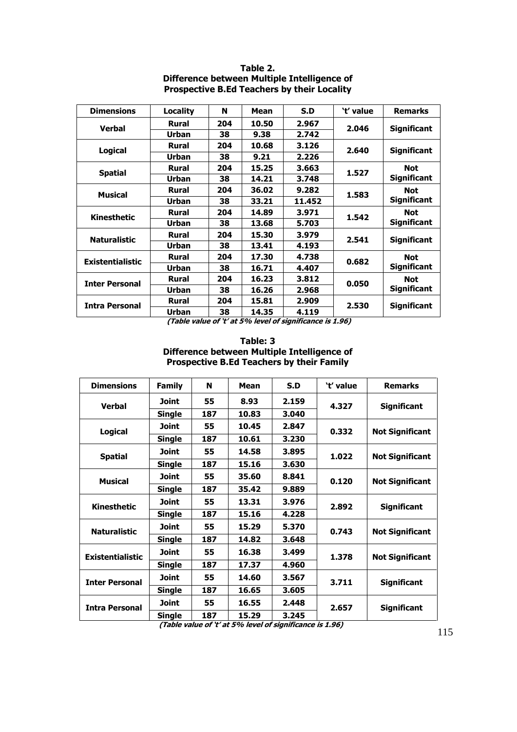**Table 2.**
**Difference between Multiple Intelligence of Prospective B.Ed Teachers by their Locality**

| Dimensions | Locality | N | Mean | S.D | 't' value | Remarks |
|---|---|---|---|---|---|---|
| Verbal | Rural | 204 | 10.50 | 2.967 | 2.046 | Significant |
| | Urban | 38 | 9.38 | 2.742 | | |
| Logical | Rural | 204 | 10.68 | 3.126 | 2.640 | Significant |
| | Urban | 38 | 9.21 | 2.226 | | |
| Spatial | Rural | 204 | 15.25 | 3.663 | 1.527 | Not Significant |
| | Urban | 38 | 14.21 | 3.748 | | |
| Musical | Rural | 204 | 36.02 | 9.282 | 1.583 | Not Significant |
| | Urban | 38 | 33.21 | 11.452 | | |
| Kinesthetic | Rural | 204 | 14.89 | 3.971 | 1.542 | Not Significant |
| | Urban | 38 | 13.68 | 5.703 | | |
| Naturalistic | Rural | 204 | 15.30 | 3.979 | 2.541 | Significant |
| | Urban | 38 | 13.41 | 4.193 | | |
| Existentialistic | Rural | 204 | 17.30 | 4.738 | 0.682 | Not Significant |
| | Urban | 38 | 16.71 | 4.407 | | |
| Inter Personal | Rural | 204 | 16.23 | 3.812 | 0.050 | Not Significant |
| | Urban | 38 | 16.26 | 2.968 | | |
| Intra Personal | Rural | 204 | 15.81 | 2.909 | 2.530 | Significant |
| | Urban | 38 | 14.35 | 4.119 | | |

***(Table value of 't' at 5% level of significance is 1.96)***

**Table: 3**
**Difference between Multiple Intelligence of Prospective B.Ed Teachers by their Family**

| Dimensions | Family | N | Mean | S.D | 't' value | Remarks |
|---|---|---|---|---|---|---|
| Verbal | Joint | 55 | 8.93 | 2.159 | 4.327 | Significant |
| | Single | 187 | 10.83 | 3.040 | | |
| Logical | Joint | 55 | 10.45 | 2.847 | 0.332 | Not Significant |
| | Single | 187 | 10.61 | 3.230 | | |
| Spatial | Joint | 55 | 14.58 | 3.895 | 1.022 | Not Significant |
| | Single | 187 | 15.16 | 3.630 | | |
| Musical | Joint | 55 | 35.60 | 8.841 | 0.120 | Not Significant |
| | Single | 187 | 35.42 | 9.889 | | |
| Kinesthetic | Joint | 55 | 13.31 | 3.976 | 2.892 | Significant |
| | Single | 187 | 15.16 | 4.228 | | |
| Naturalistic | Joint | 55 | 15.29 | 5.370 | 0.743 | Not Significant |
| | Single | 187 | 14.82 | 3.648 | | |
| Existentialistic | Joint | 55 | 16.38 | 3.499 | 1.378 | Not Significant |
| | Single | 187 | 17.37 | 4.960 | | |
| Inter Personal | Joint | 55 | 14.60 | 3.567 | 3.711 | Significant |
| | Single | 187 | 16.65 | 3.605 | | |
| Intra Personal | Joint | 55 | 16.55 | 2.448 | 2.657 | Significant |
| | Single | 187 | 15.29 | 3.245 | | |

***(Table value of 't' at 5% level of significance is 1.96)***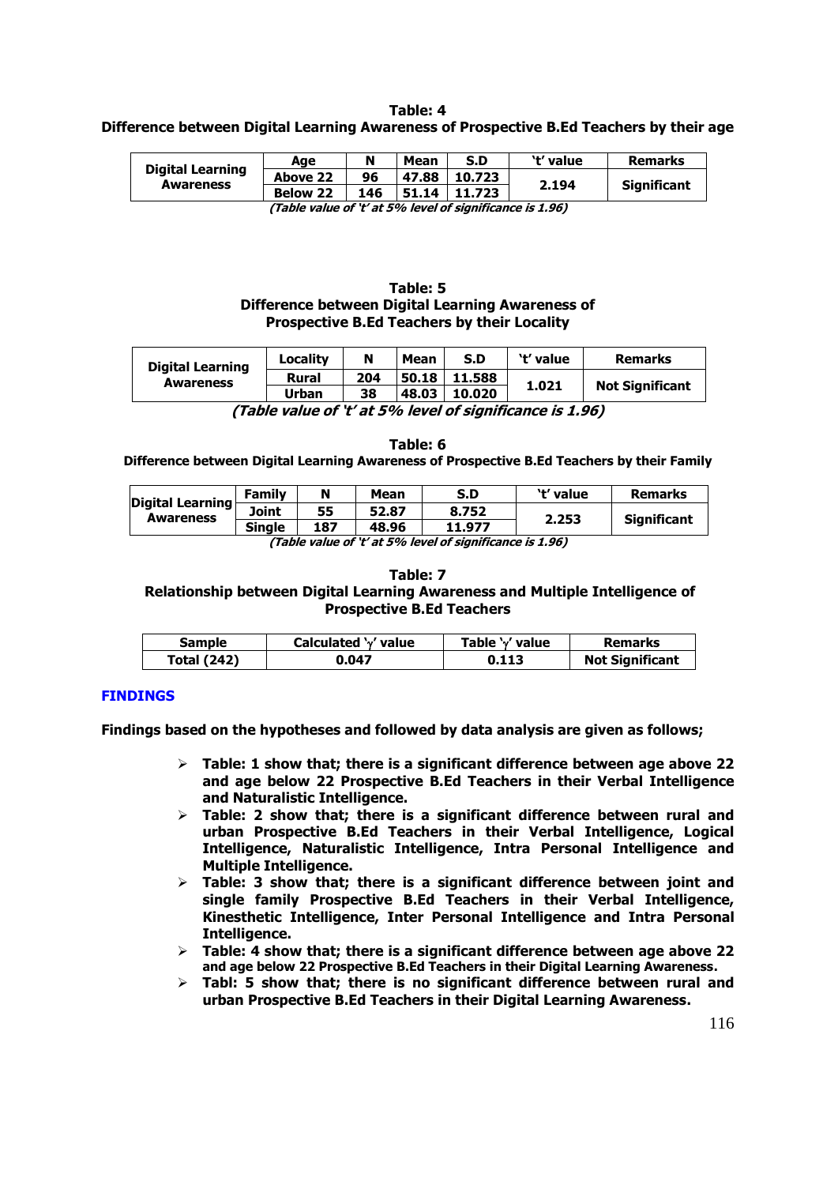**Table: 4**
**Difference between Digital Learning Awareness of Prospective B.Ed Teachers by their age**

| | Age | N | Mean | S.D | 't' value | Remarks |
|---|---|---|---|---|---|---|
| Digital Learning Awareness | Above 22 | 96 | 47.88 | 10.723 | 2.194 | Significant |
| | Below 22 | 146 | 51.14 | 11.723 | | |

*(Table value of 't' at 5% level of significance is 1.96)*

**Table: 5**
**Difference between Digital Learning Awareness of Prospective B.Ed Teachers by their Locality**

| | Locality | N | Mean | S.D | 't' value | Remarks |
|---|---|---|---|---|---|---|
| Digital Learning Awareness | Rural | 204 | 50.18 | 11.588 | 1.021 | Not Significant |
| | Urban | 38 | 48.03 | 10.020 | | |

*(Table value of 't' at 5% level of significance is 1.96)*

**Table: 6**
**Difference between Digital Learning Awareness of Prospective B.Ed Teachers by their Family**

| | Family | N | Mean | S.D | 't' value | Remarks |
|---|---|---|---|---|---|---|
| Digital Learning Awareness | Joint | 55 | 52.87 | 8.752 | 2.253 | Significant |
| | Single | 187 | 48.96 | 11.977 | | |

*(Table value of 't' at 5% level of significance is 1.96)*

**Table: 7**
**Relationship between Digital Learning Awareness and Multiple Intelligence of Prospective B.Ed Teachers**

| Sample | Calculated '$\gamma$' value | Table '$\gamma$' value | Remarks |
|---|---|---|---|
| Total (242) | 0.047 | 0.113 | Not Significant |

## FINDINGS

**Findings based on the hypotheses and followed by data analysis are given as follows;**

- **Table: 1 show that; there is a significant difference between age above 22 and age below 22 Prospective B.Ed Teachers in their Verbal Intelligence and Naturalistic Intelligence.**
- **Table: 2 show that; there is a significant difference between rural and urban Prospective B.Ed Teachers in their Verbal Intelligence, Logical Intelligence, Naturalistic Intelligence, Intra Personal Intelligence and Multiple Intelligence.**
- **Table: 3 show that; there is a significant difference between joint and single family Prospective B.Ed Teachers in their Verbal Intelligence, Kinesthetic Intelligence, Inter Personal Intelligence and Intra Personal Intelligence.**
- **Table: 4 show that; there is a significant difference between age above 22 and age below 22 Prospective B.Ed Teachers in their Digital Learning Awareness.**
- **Tabl: 5 show that; there is no significant difference between rural and urban Prospective B.Ed Teachers in their Digital Learning Awareness.**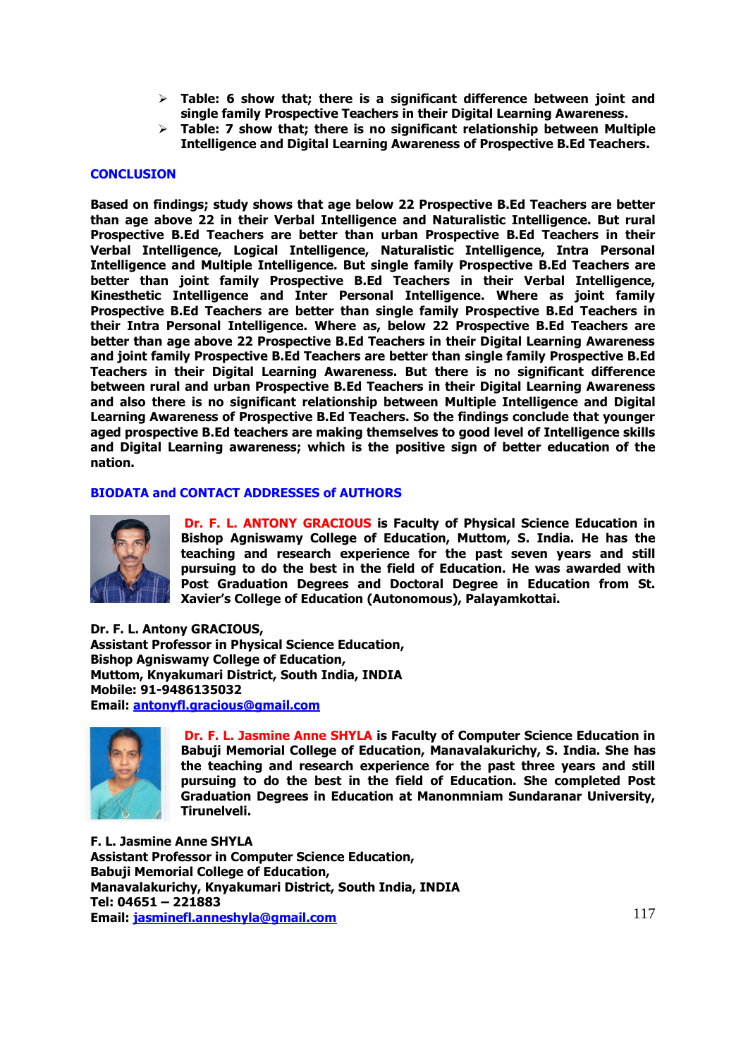- **Table: 6 show that; there is a significant difference between joint and single family Prospective Teachers in their Digital Learning Awareness.**
- **Table: 7 show that; there is no significant relationship between Multiple Intelligence and Digital Learning Awareness of Prospective B.Ed Teachers.**

## CONCLUSION

**Based on findings; study shows that age below 22 Prospective B.Ed Teachers are better than age above 22 in their Verbal Intelligence and Naturalistic Intelligence. But rural Prospective B.Ed Teachers are better than urban Prospective B.Ed Teachers in their Verbal Intelligence, Logical Intelligence, Naturalistic Intelligence, Intra Personal Intelligence and Multiple Intelligence. But single family Prospective B.Ed Teachers are better than joint family Prospective B.Ed Teachers in their Verbal Intelligence, Kinesthetic Intelligence and Inter Personal Intelligence. Where as joint family Prospective B.Ed Teachers are better than single family Prospective B.Ed Teachers in their Intra Personal Intelligence. Where as, below 22 Prospective B.Ed Teachers are better than age above 22 Prospective B.Ed Teachers in their Digital Learning Awareness and joint family Prospective B.Ed Teachers are better than single family Prospective B.Ed Teachers in their Digital Learning Awareness. But there is no significant difference between rural and urban Prospective B.Ed Teachers in their Digital Learning Awareness and also there is no significant relationship between Multiple Intelligence and Digital Learning Awareness of Prospective B.Ed Teachers. So the findings conclude that younger aged prospective B.Ed teachers are making themselves to good level of Intelligence skills and Digital Learning awareness; which is the positive sign of better education of the nation.**

## BIODATA and CONTACT ADDRESSES of AUTHORS

**Dr. F. L. ANTONY GRACIOUS is Faculty of Physical Science Education in Bishop Agniswamy College of Education, Muttom, S. India. He has the teaching and research experience for the past seven years and still pursuing to do the best in the field of Education. He was awarded with Post Graduation Degrees and Doctoral Degree in Education from St. Xavier's College of Education (Autonomous), Palayamkottai.**

**Dr. F. L. Antony GRACIOUS,**
**Assistant Professor in Physical Science Education,**
**Bishop Agniswamy College of Education,**
**Muttom, Knyakumari District, South India, INDIA**
**Mobile: 91-9486135032**
**Email: antonyfl.gracious@gmail.com**

**Dr. F. L. Jasmine Anne SHYLA is Faculty of Computer Science Education in Babuji Memorial College of Education, Manavalakurichy, S. India. She has the teaching and research experience for the past three years and still pursuing to do the best in the field of Education. She completed Post Graduation Degrees in Education at Manonmniam Sundaranar University, Tirunelveli.**

**F. L. Jasmine Anne SHYLA**
**Assistant Professor in Computer Science Education,**
**Babuji Memorial College of Education,**
**Manavalakurichy, Knyakumari District, South India, INDIA**
**Tel: 04651 – 221883**
**Email: jasminefl.anneshyla@gmail.com**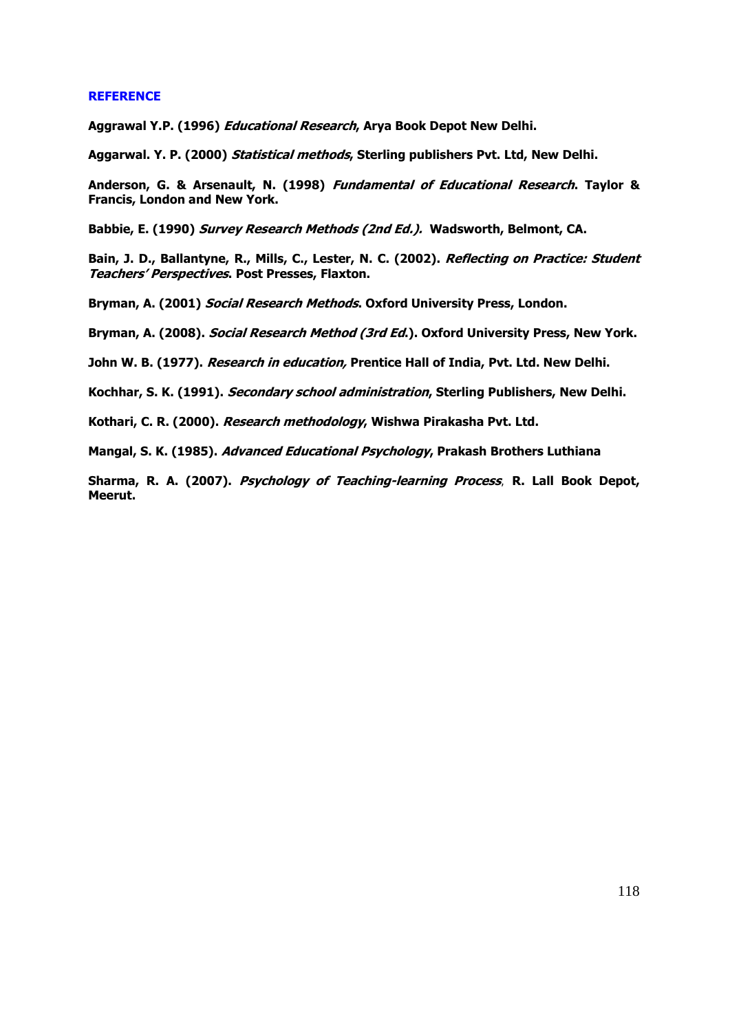## REFERENCE

**Aggrawal Y.P. (1996) *Educational Research*, Arya Book Depot New Delhi.**

**Aggarwal. Y. P. (2000) *Statistical methods*, Sterling publishers Pvt. Ltd, New Delhi.**

**Anderson, G. & Arsenault, N. (1998) *Fundamental of Educational Research*. Taylor & Francis, London and New York.**

**Babbie, E. (1990) *Survey Research Methods (2nd Ed.).* Wadsworth, Belmont, CA.**

**Bain, J. D., Ballantyne, R., Mills, C., Lester, N. C. (2002). *Reflecting on Practice: Student Teachers' Perspectives*. Post Presses, Flaxton.**

**Bryman, A. (2001) *Social Research Methods*. Oxford University Press, London.**

**Bryman, A. (2008). *Social Research Method (3rd Ed.*). Oxford University Press, New York.**

**John W. B. (1977). *Research in education,* Prentice Hall of India, Pvt. Ltd. New Delhi.**

**Kochhar, S. K. (1991). *Secondary school administration*, Sterling Publishers, New Delhi.**

**Kothari, C. R. (2000). *Research methodology*, Wishwa Pirakasha Pvt. Ltd.**

**Mangal, S. K. (1985). *Advanced Educational Psychology*, Prakash Brothers Luthiana**

**Sharma, R. A. (2007). *Psychology of Teaching-learning Process*, R. Lall Book Depot, Meerut.**